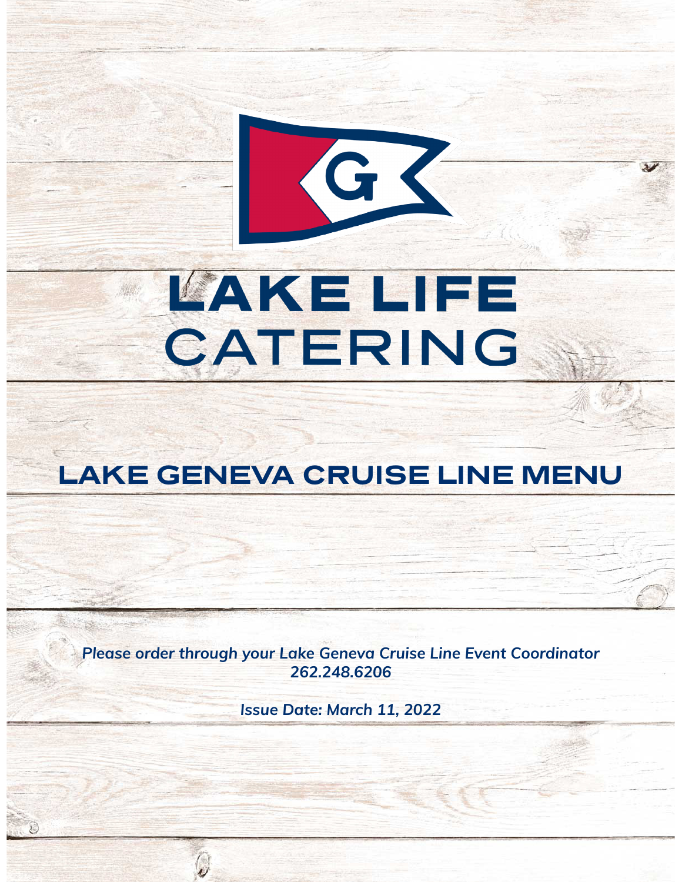# LAKE LIFE CATERING

## LAKE GENEVA CRUISE LINE MENU

***Please order through your Lake Geneva Cruise Line Event Coordinator 262.248.6206***

***Issue Date: March 11, 2022***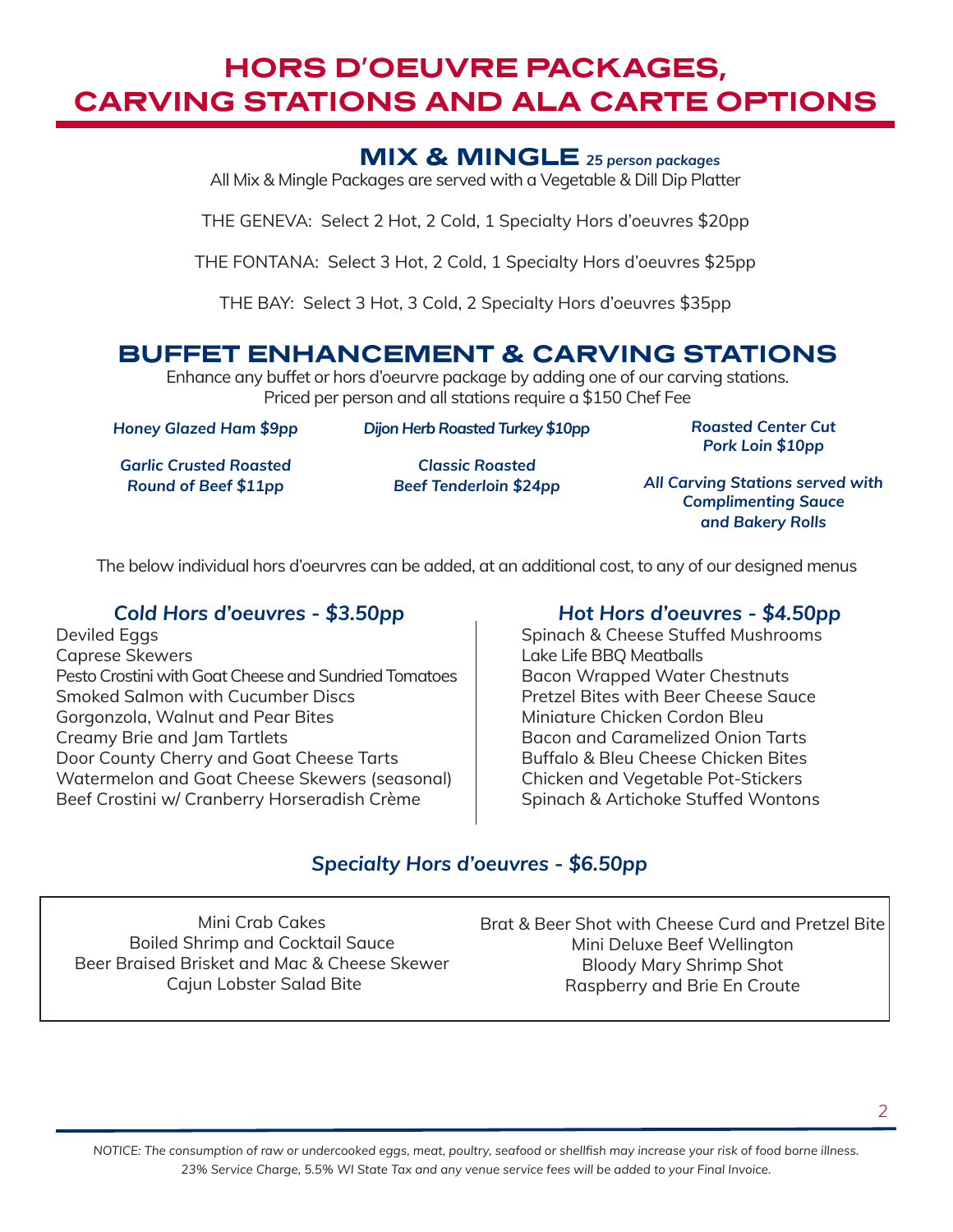# HORS D'OEUVRE PACKAGES, CARVING STATIONS AND ALA CARTE OPTIONS

## MIX & MINGLE *25 person packages*

All Mix & Mingle Packages are served with a Vegetable & Dill Dip Platter

THE GENEVA: Select 2 Hot, 2 Cold, 1 Specialty Hors d'oeuvres $20pp

THE FONTANA: Select 3 Hot, 2 Cold, 1 Specialty Hors d'oeuvres $25pp

THE BAY: Select 3 Hot, 3 Cold, 2 Specialty Hors d'oeuvres $35pp

## BUFFET ENHANCEMENT & CARVING STATIONS

Enhance any buffet or hors d'oeurvre package by adding one of our carving stations.
Priced per person and all stations require a $150 Chef Fee

***Honey Glazed Ham $9pp***

***Dijon Herb Roasted Turkey $10pp***

***Roasted Center Cut Pork Loin $10pp***

***Garlic Crusted Roasted Round of Beef $11pp***

***Classic Roasted Beef Tenderloin $24pp***

***All Carving Stations served with Complimenting Sauce and Bakery Rolls***

The below individual hors d'oeurvres can be added, at an additional cost, to any of our designed menus

### *Cold Hors d'oeuvres - $3.50pp*

Deviled Eggs
Caprese Skewers
Pesto Crostini with Goat Cheese and Sundried Tomatoes
Smoked Salmon with Cucumber Discs
Gorgonzola, Walnut and Pear Bites
Creamy Brie and Jam Tartlets
Door County Cherry and Goat Cheese Tarts
Watermelon and Goat Cheese Skewers (seasonal)
Beef Crostini w/ Cranberry Horseradish Crème

### *Hot Hors d'oeuvres - $4.50pp*

Spinach & Cheese Stuffed Mushrooms
Lake Life BBQ Meatballs
Bacon Wrapped Water Chestnuts
Pretzel Bites with Beer Cheese Sauce
Miniature Chicken Cordon Bleu
Bacon and Caramelized Onion Tarts
Buffalo & Bleu Cheese Chicken Bites
Chicken and Vegetable Pot-Stickers
Spinach & Artichoke Stuffed Wontons

### *Specialty Hors d'oeuvres - $6.50pp*

Mini Crab Cakes
Boiled Shrimp and Cocktail Sauce
Beer Braised Brisket and Mac & Cheese Skewer
Cajun Lobster Salad Bite
Brat & Beer Shot with Cheese Curd and Pretzel Bite
Mini Deluxe Beef Wellington
Bloody Mary Shrimp Shot
Raspberry and Brie En Croute

*NOTICE: The consumption of raw or undercooked eggs, meat, poultry, seafood or shellfish may increase your risk of food borne illness.*
*23% Service Charge, 5.5% WI State Tax and any venue service fees will be added to your Final Invoice.*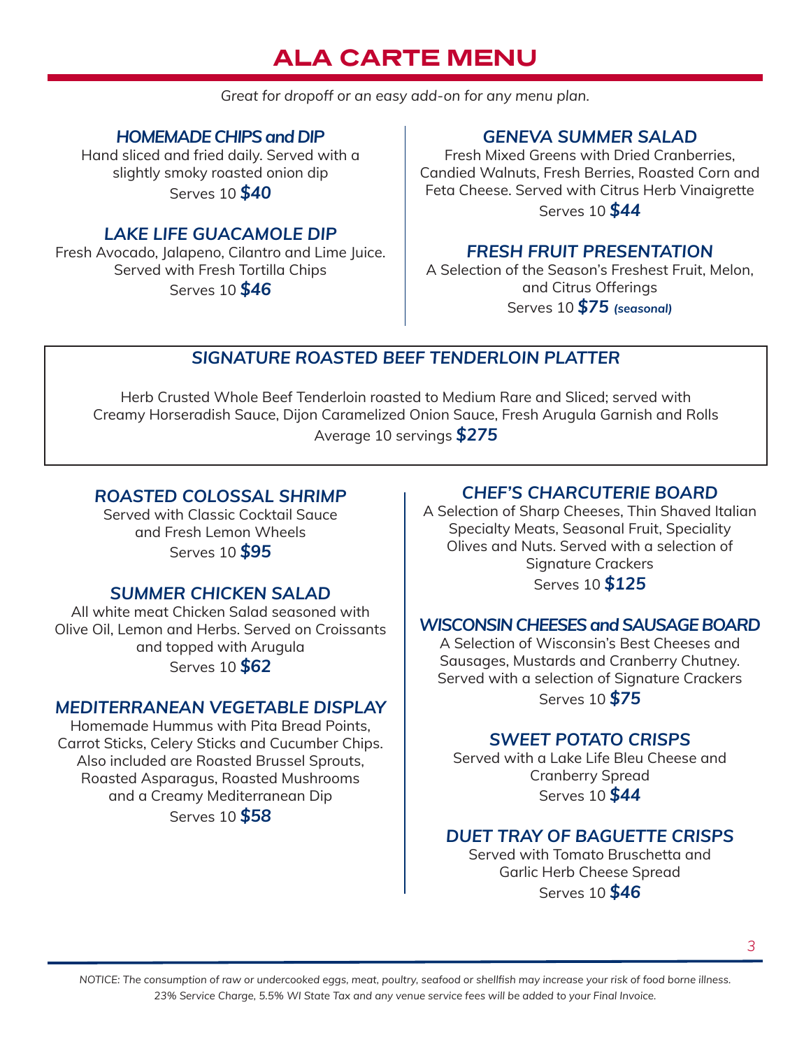# ALA CARTE MENU

*Great for dropoff or an easy add-on for any menu plan.*

### *HOMEMADE CHIPS and DIP*

Hand sliced and fried daily. Served with a slightly smoky roasted onion dip

Serves 10 ***$40***

### *LAKE LIFE GUACAMOLE DIP*

Fresh Avocado, Jalapeno, Cilantro and Lime Juice. Served with Fresh Tortilla Chips

Serves 10 ***$46***

### *GENEVA SUMMER SALAD*

Fresh Mixed Greens with Dried Cranberries, Candied Walnuts, Fresh Berries, Roasted Corn and Feta Cheese. Served with Citrus Herb Vinaigrette

Serves 10 ***$44***

### *FRESH FRUIT PRESENTATION*

A Selection of the Season's Freshest Fruit, Melon, and Citrus Offerings

Serves 10 ***$75*** ***(seasonal)***

### *SIGNATURE ROASTED BEEF TENDERLOIN PLATTER*

Herb Crusted Whole Beef Tenderloin roasted to Medium Rare and Sliced; served with Creamy Horseradish Sauce, Dijon Caramelized Onion Sauce, Fresh Arugula Garnish and Rolls

Average 10 servings ***$275***

### *ROASTED COLOSSAL SHRIMP*

Served with Classic Cocktail Sauce and Fresh Lemon Wheels

Serves 10 ***$95***

### *SUMMER CHICKEN SALAD*

All white meat Chicken Salad seasoned with Olive Oil, Lemon and Herbs. Served on Croissants and topped with Arugula

Serves 10 ***$62***

### *MEDITERRANEAN VEGETABLE DISPLAY*

Homemade Hummus with Pita Bread Points, Carrot Sticks, Celery Sticks and Cucumber Chips. Also included are Roasted Brussel Sprouts, Roasted Asparagus, Roasted Mushrooms and a Creamy Mediterranean Dip

Serves 10 ***$58***

### *CHEF'S CHARCUTERIE BOARD*

A Selection of Sharp Cheeses, Thin Shaved Italian Specialty Meats, Seasonal Fruit, Speciality Olives and Nuts. Served with a selection of Signature Crackers

Serves 10 ***$125***

### *WISCONSIN CHEESES and SAUSAGE BOARD*

A Selection of Wisconsin's Best Cheeses and Sausages, Mustards and Cranberry Chutney. Served with a selection of Signature Crackers

Serves 10 ***$75***

### *SWEET POTATO CRISPS*

Served with a Lake Life Bleu Cheese and Cranberry Spread

Serves 10 ***$44***

### *DUET TRAY OF BAGUETTE CRISPS*

Served with Tomato Bruschetta and Garlic Herb Cheese Spread

Serves 10 ***$46***

*NOTICE: The consumption of raw or undercooked eggs, meat, poultry, seafood or shellfish may increase your risk of food borne illness.*
*23% Service Charge, 5.5% WI State Tax and any venue service fees will be added to your Final Invoice.*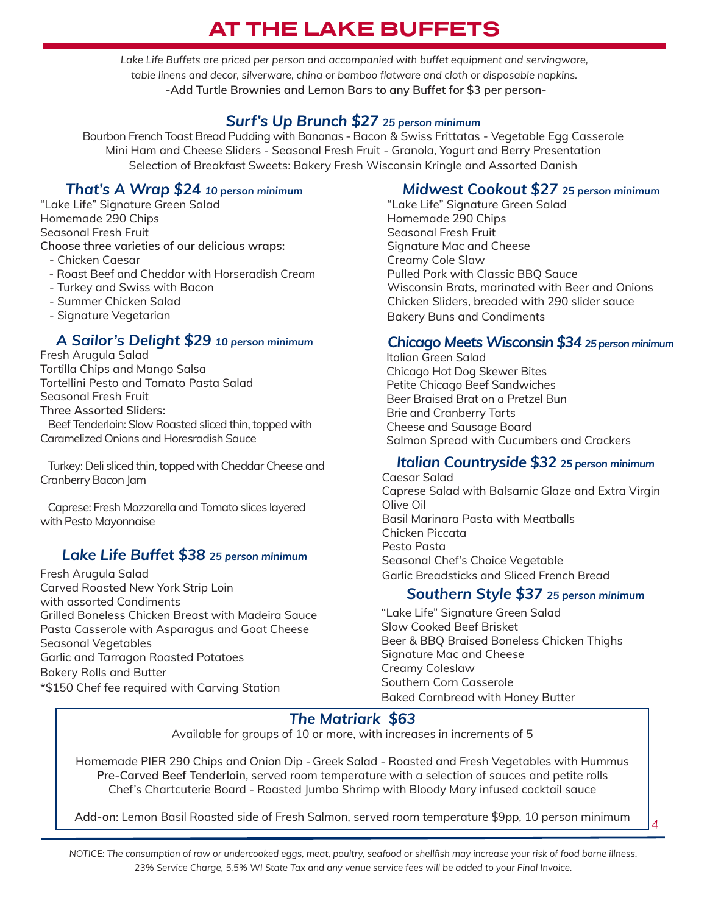# AT THE LAKE BUFFETS

*Lake Life Buffets are priced per person and accompanied with buffet equipment and servingware, table linens and decor, silverware, china or bamboo flatware and cloth or disposable napkins.*

**-Add Turtle Brownies and Lemon Bars to any Buffet for $3 per person-**

## *Surf's Up Brunch $27* *25 person minimum*

Bourbon French Toast Bread Pudding with Bananas - Bacon & Swiss Frittatas - Vegetable Egg Casserole
Mini Ham and Cheese Sliders - Seasonal Fresh Fruit - Granola, Yogurt and Berry Presentation
Selection of Breakfast Sweets: Bakery Fresh Wisconsin Kringle and Assorted Danish

## *That's A Wrap $24* *10 person minimum*

"Lake Life" Signature Green Salad
Homemade 290 Chips
Seasonal Fresh Fruit

**Choose three varieties of our delicious wraps:**

- Chicken Caesar
- Roast Beef and Cheddar with Horseradish Cream
- Turkey and Swiss with Bacon
- Summer Chicken Salad
- Signature Vegetarian

## *A Sailor's Delight $29* *10 person minimum*

Fresh Arugula Salad
Tortilla Chips and Mango Salsa
Tortellini Pesto and Tomato Pasta Salad
Seasonal Fresh Fruit

Three Assorted Sliders:

Beef Tenderloin: Slow Roasted sliced thin, topped with Caramelized Onions and Horesradish Sauce

Turkey: Deli sliced thin, topped with Cheddar Cheese and Cranberry Bacon Jam

Caprese: Fresh Mozzarella and Tomato slices layered with Pesto Mayonnaise

## *Lake Life Buffet $38* *25 person minimum*

Fresh Arugula Salad
Carved Roasted New York Strip Loin with assorted Condiments
Grilled Boneless Chicken Breast with Madeira Sauce
Pasta Casserole with Asparagus and Goat Cheese
Seasonal Vegetables
Garlic and Tarragon Roasted Potatoes
Bakery Rolls and Butter
*$150 Chef fee required with Carving Station

## *Midwest Cookout $27* *25 person minimum*

"Lake Life" Signature Green Salad
Homemade 290 Chips
Seasonal Fresh Fruit
Signature Mac and Cheese
Creamy Cole Slaw
Pulled Pork with Classic BBQ Sauce
Wisconsin Brats, marinated with Beer and Onions
Chicken Sliders, breaded with 290 slider sauce
Bakery Buns and Condiments

## *Chicago Meets Wisconsin $34* *25 person minimum*

Italian Green Salad
Chicago Hot Dog Skewer Bites
Petite Chicago Beef Sandwiches
Beer Braised Brat on a Pretzel Bun
Brie and Cranberry Tarts
Cheese and Sausage Board
Salmon Spread with Cucumbers and Crackers

## *Italian Countryside $32* *25 person minimum*

Caesar Salad
Caprese Salad with Balsamic Glaze and Extra Virgin Olive Oil
Basil Marinara Pasta with Meatballs
Chicken Piccata
Pesto Pasta
Seasonal Chef's Choice Vegetable
Garlic Breadsticks and Sliced French Bread

## *Southern Style $37* *25 person minimum*

"Lake Life" Signature Green Salad
Slow Cooked Beef Brisket
Beer & BBQ Braised Boneless Chicken Thighs
Signature Mac and Cheese
Creamy Coleslaw
Southern Corn Casserole
Baked Cornbread with Honey Butter

## *The Matriark $63*

Available for groups of 10 or more, with increases in increments of 5

Homemade PIER 290 Chips and Onion Dip - Greek Salad - Roasted and Fresh Vegetables with Hummus
**Pre-Carved Beef Tenderloin**, served room temperature with a selection of sauces and petite rolls
Chef's Chartcuterie Board - Roasted Jumbo Shrimp with Bloody Mary infused cocktail sauce

**Add-on**: Lemon Basil Roasted side of Fresh Salmon, served room temperature $9pp, 10 person minimum

*NOTICE: The consumption of raw or undercooked eggs, meat, poultry, seafood or shellfish may increase your risk of food borne illness.*
*23% Service Charge, 5.5% WI State Tax and any venue service fees will be added to your Final Invoice.*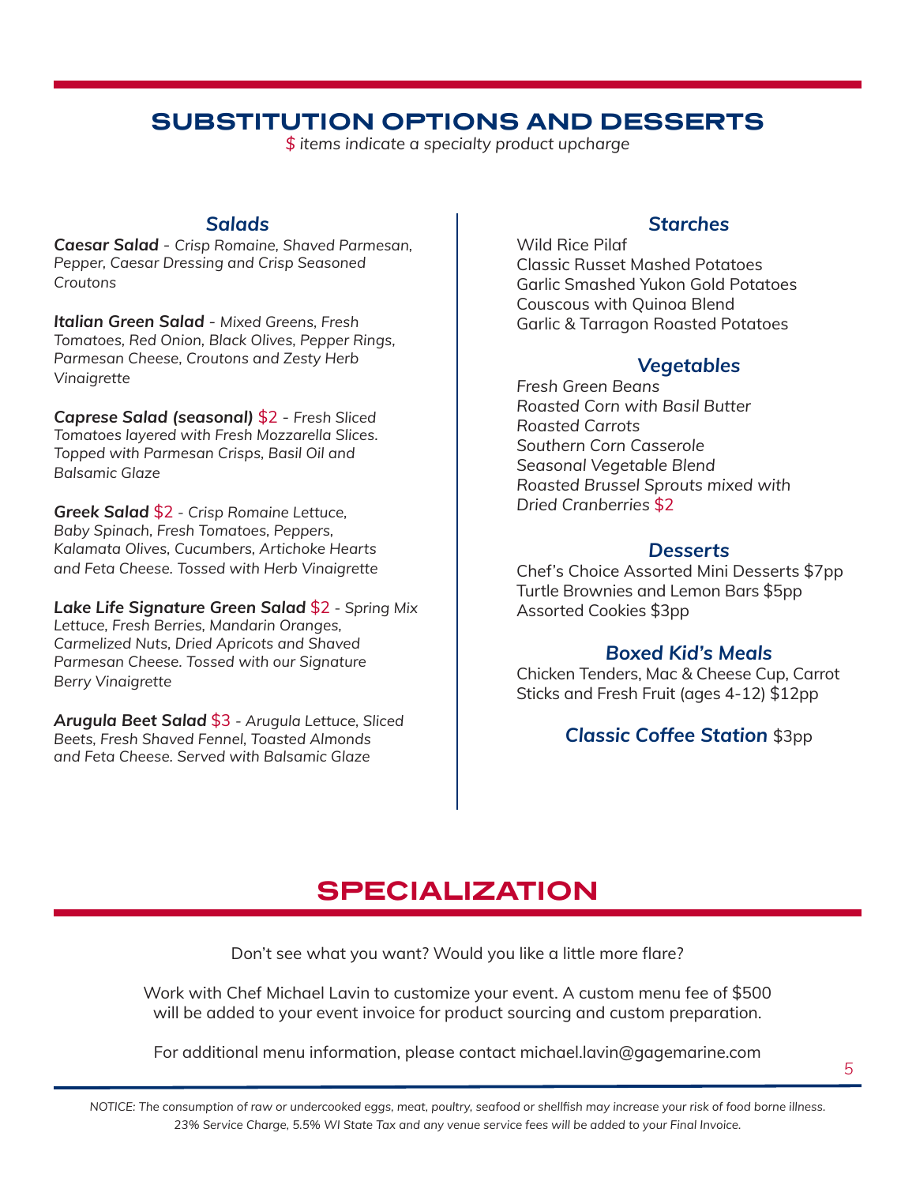# SUBSTITUTION OPTIONS AND DESSERTS

*$ items indicate a specialty product upcharge*

### *Salads*

***Caesar Salad*** *- Crisp Romaine, Shaved Parmesan, Pepper, Caesar Dressing and Crisp Seasoned Croutons*

***Italian Green Salad*** *- Mixed Greens, Fresh Tomatoes, Red Onion, Black Olives, Pepper Rings, Parmesan Cheese, Croutons and Zesty Herb Vinaigrette*

***Caprese Salad (seasonal)*** $2 *- Fresh Sliced Tomatoes layered with Fresh Mozzarella Slices. Topped with Parmesan Crisps, Basil Oil and Balsamic Glaze*

***Greek Salad*** $2 *- Crisp Romaine Lettuce, Baby Spinach, Fresh Tomatoes, Peppers, Kalamata Olives, Cucumbers, Artichoke Hearts and Feta Cheese. Tossed with Herb Vinaigrette*

***Lake Life Signature Green Salad*** $2 *- Spring Mix Lettuce, Fresh Berries, Mandarin Oranges, Carmelized Nuts, Dried Apricots and Shaved Parmesan Cheese. Tossed with our Signature Berry Vinaigrette*

***Arugula Beet Salad*** $3 *- Arugula Lettuce, Sliced Beets, Fresh Shaved Fennel, Toasted Almonds and Feta Cheese. Served with Balsamic Glaze*

### *Starches*

Wild Rice Pilaf
Classic Russet Mashed Potatoes
Garlic Smashed Yukon Gold Potatoes
Couscous with Quinoa Blend
Garlic & Tarragon Roasted Potatoes

### *Vegetables*

*Fresh Green Beans*
*Roasted Corn with Basil Butter*
*Roasted Carrots*
*Southern Corn Casserole*
*Seasonal Vegetable Blend*
*Roasted Brussel Sprouts mixed with Dried Cranberries* $2

### *Desserts*

Chef's Choice Assorted Mini Desserts $7pp
Turtle Brownies and Lemon Bars $5pp
Assorted Cookies $3pp

### *Boxed Kid's Meals*

Chicken Tenders, Mac & Cheese Cup, Carrot Sticks and Fresh Fruit (ages 4-12) $12pp

### *Classic Coffee Station* $3pp

# SPECIALIZATION

Don't see what you want? Would you like a little more flare?

Work with Chef Michael Lavin to customize your event. A custom menu fee of $500 will be added to your event invoice for product sourcing and custom preparation.

For additional menu information, please contact michael.lavin@gagemarine.com

*NOTICE: The consumption of raw or undercooked eggs, meat, poultry, seafood or shellfish may increase your risk of food borne illness. 23% Service Charge, 5.5% WI State Tax and any venue service fees will be added to your Final Invoice.*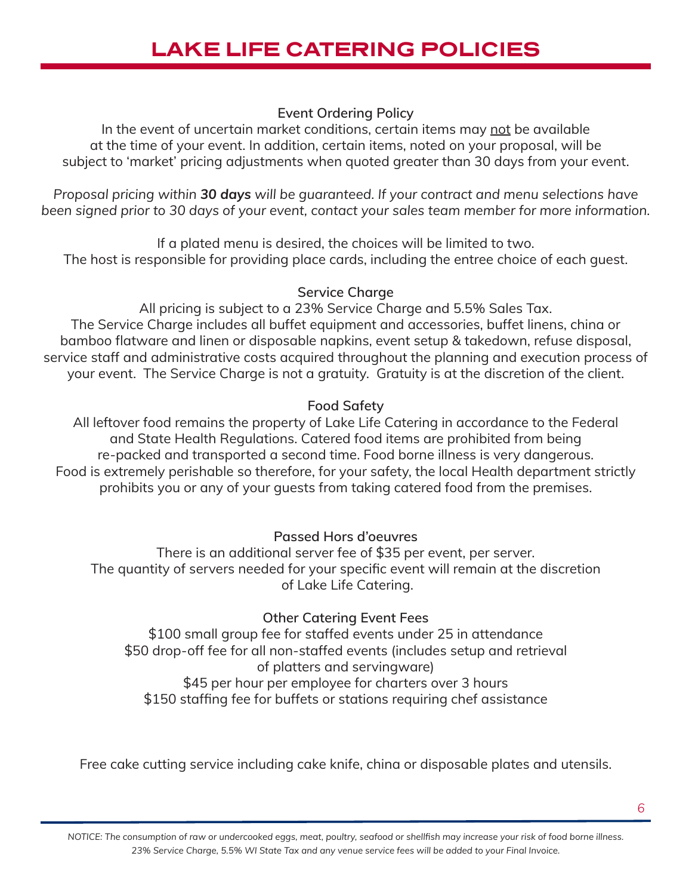# LAKE LIFE CATERING POLICIES

### Event Ordering Policy

In the event of uncertain market conditions, certain items may not be available at the time of your event. In addition, certain items, noted on your proposal, will be subject to 'market' pricing adjustments when quoted greater than 30 days from your event.

*Proposal pricing within **30 days** will be guaranteed. If your contract and menu selections have been signed prior to 30 days of your event, contact your sales team member for more information.*

If a plated menu is desired, the choices will be limited to two.
The host is responsible for providing place cards, including the entree choice of each guest.

### Service Charge

All pricing is subject to a 23% Service Charge and 5.5% Sales Tax.
The Service Charge includes all buffet equipment and accessories, buffet linens, china or bamboo flatware and linen or disposable napkins, event setup & takedown, refuse disposal, service staff and administrative costs acquired throughout the planning and execution process of your event. The Service Charge is not a gratuity. Gratuity is at the discretion of the client.

### Food Safety

All leftover food remains the property of Lake Life Catering in accordance to the Federal and State Health Regulations. Catered food items are prohibited from being re-packed and transported a second time. Food borne illness is very dangerous. Food is extremely perishable so therefore, for your safety, the local Health department strictly prohibits you or any of your guests from taking catered food from the premises.

### Passed Hors d'oeuvres

There is an additional server fee of $35 per event, per server.
The quantity of servers needed for your specific event will remain at the discretion of Lake Life Catering.

### Other Catering Event Fees

$100 small group fee for staffed events under 25 in attendance
$50 drop-off fee for all non-staffed events (includes setup and retrieval of platters and servingware)
$45 per hour per employee for charters over 3 hours
$150 staffing fee for buffets or stations requiring chef assistance

Free cake cutting service including cake knife, china or disposable plates and utensils.

*NOTICE: The consumption of raw or undercooked eggs, meat, poultry, seafood or shellfish may increase your risk of food borne illness.*
*23% Service Charge, 5.5% WI State Tax and any venue service fees will be added to your Final Invoice.*